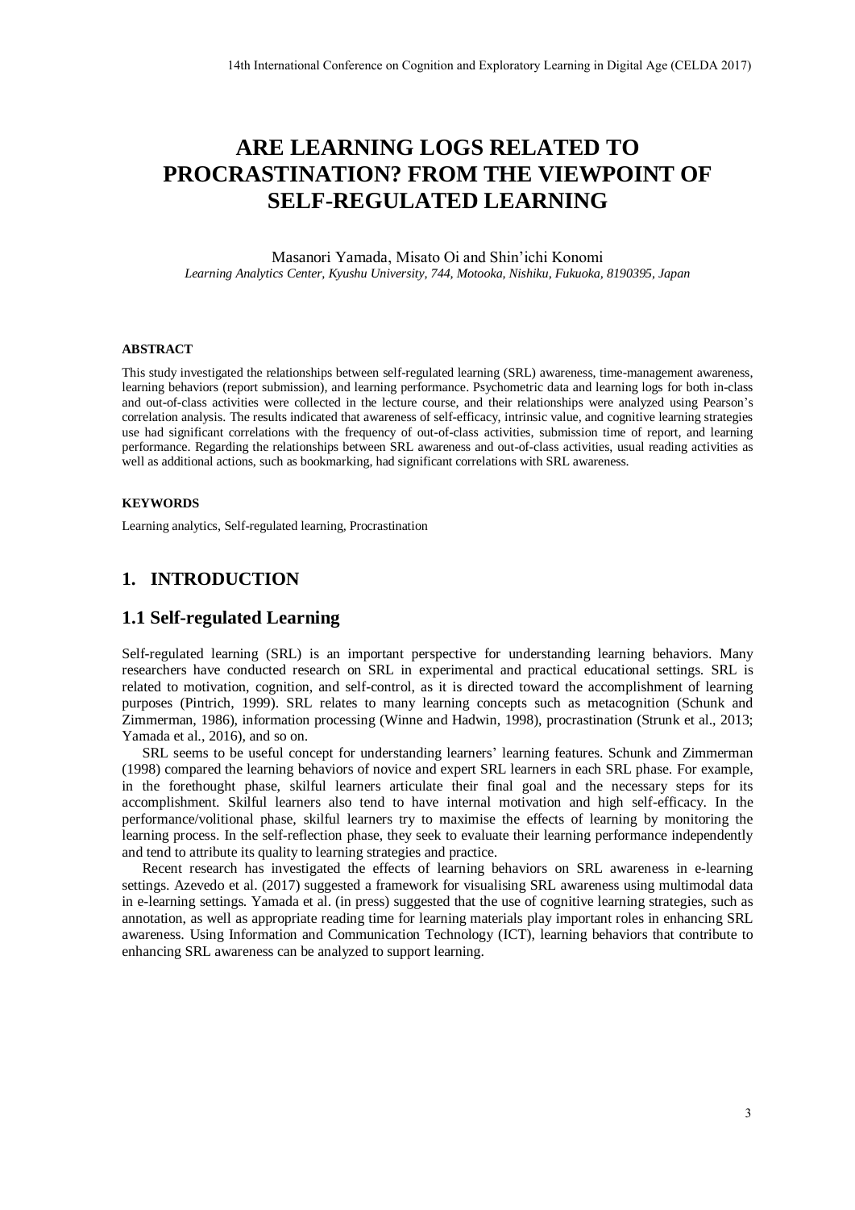# ARE LEARNING LOGS RELATED TO PROCRASTINATION? FROM THE VIEWPOINT OF SELF-REGULATED LEARNING

Masanori Yamada, Misato Oi and Shin'ichi Konomi

*Learning Analytics Center, Kyushu University, 744, Motooka, Nishiku, Fukuoka, 8190395, Japan*

#### ABSTRACT

This study investigated the relationships between self-regulated learning (SRL) awareness, time-management awareness, learning behaviors (report submission), and learning performance. Psychometric data and learning logs for both in-class and out-of-class activities were collected in the lecture course, and their relationships were analyzed using Pearson's correlation analysis. The results indicated that awareness of self-efficacy, intrinsic value, and cognitive learning strategies use had significant correlations with the frequency of out-of-class activities, submission time of report, and learning performance. Regarding the relationships between SRL awareness and out-of-class activities, usual reading activities as well as additional actions, such as bookmarking, had significant correlations with SRL awareness.

#### KEYWORDS

Learning analytics, Self-regulated learning, Procrastination

## 1. INTRODUCTION

### 1.1 Self-regulated Learning

Self-regulated learning (SRL) is an important perspective for understanding learning behaviors. Many researchers have conducted research on SRL in experimental and practical educational settings. SRL is related to motivation, cognition, and self-control, as it is directed toward the accomplishment of learning purposes (Pintrich, 1999). SRL relates to many learning concepts such as metacognition (Schunk and Zimmerman, 1986), information processing (Winne and Hadwin, 1998), procrastination (Strunk et al., 2013; Yamada et al., 2016), and so on.

SRL seems to be useful concept for understanding learners' learning features. Schunk and Zimmerman (1998) compared the learning behaviors of novice and expert SRL learners in each SRL phase. For example, in the forethought phase, skilful learners articulate their final goal and the necessary steps for its accomplishment. Skilful learners also tend to have internal motivation and high self-efficacy. In the performance/volitional phase, skilful learners try to maximise the effects of learning by monitoring the learning process. In the self-reflection phase, they seek to evaluate their learning performance independently and tend to attribute its quality to learning strategies and practice.

Recent research has investigated the effects of learning behaviors on SRL awareness in e-learning settings. Azevedo et al. (2017) suggested a framework for visualising SRL awareness using multimodal data in e-learning settings. Yamada et al. (in press) suggested that the use of cognitive learning strategies, such as annotation, as well as appropriate reading time for learning materials play important roles in enhancing SRL awareness. Using Information and Communication Technology (ICT), learning behaviors that contribute to enhancing SRL awareness can be analyzed to support learning.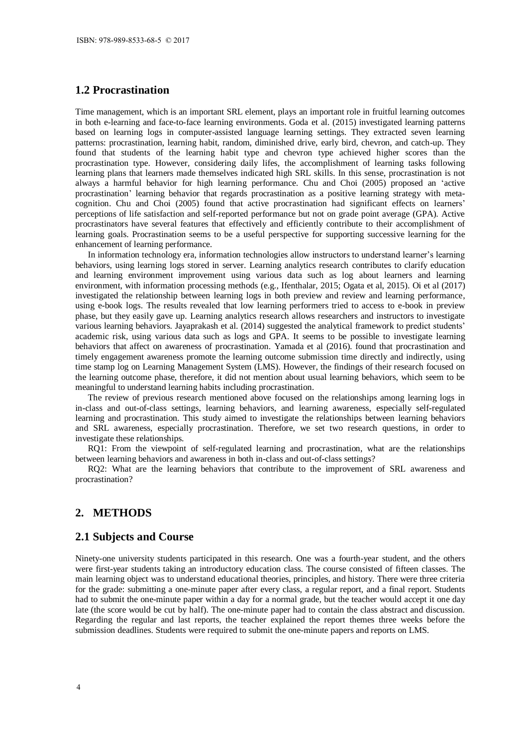## 1.2 Procrastination

Time management, which is an important SRL element, plays an important role in fruitful learning outcomes in both e-learning and face-to-face learning environments. Goda et al. (2015) investigated learning patterns based on learning logs in computer-assisted language learning settings. They extracted seven learning patterns: procrastination, learning habit, random, diminished drive, early bird, chevron, and catch-up. They found that students of the learning habit type and chevron type achieved higher scores than the procrastination type. However, considering daily lifes, the accomplishment of learning tasks following learning plans that learners made themselves indicated high SRL skills. In this sense, procrastination is not always a harmful behavior for high learning performance. Chu and Choi (2005) proposed an 'active procrastination' learning behavior that regards procrastination as a positive learning strategy with meta-cognition. Chu and Choi (2005) found that active procrastination had significant effects on learners' perceptions of life satisfaction and self-reported performance but not on grade point average (GPA). Active procrastinators have several features that effectively and efficiently contribute to their accomplishment of learning goals. Procrastination seems to be a useful perspective for supporting successive learning for the enhancement of learning performance.

In information technology era, information technologies allow instructors to understand learner's learning behaviors, using learning logs stored in server. Learning analytics research contributes to clarify education and learning environment improvement using various data such as log about learners and learning environment, with information processing methods (e.g., Ifenthalar, 2015; Ogata et al, 2015). Oi et al (2017) investigated the relationship between learning logs in both preview and review and learning performance, using e-book logs. The results revealed that low learning performers tried to access to e-book in preview phase, but they easily gave up. Learning analytics research allows researchers and instructors to investigate various learning behaviors. Jayaprakash et al. (2014) suggested the analytical framework to predict students' academic risk, using various data such as logs and GPA. It seems to be possible to investigate learning behaviors that affect on awareness of procrastination. Yamada et al (2016). found that procrastination and timely engagement awareness promote the learning outcome submission time directly and indirectly, using time stamp log on Learning Management System (LMS). However, the findings of their research focused on the learning outcome phase, therefore, it did not mention about usual learning behaviors, which seem to be meaningful to understand learning habits including procrastination.

The review of previous research mentioned above focused on the relationships among learning logs in in-class and out-of-class settings, learning behaviors, and learning awareness, especially self-regulated learning and procrastination. This study aimed to investigate the relationships between learning behaviors and SRL awareness, especially procrastination. Therefore, we set two research questions, in order to investigate these relationships.

RQ1: From the viewpoint of self-regulated learning and procrastination, what are the relationships between learning behaviors and awareness in both in-class and out-of-class settings?

RQ2: What are the learning behaviors that contribute to the improvement of SRL awareness and procrastination?

## 2. METHODS

### 2.1 Subjects and Course

Ninety-one university students participated in this research. One was a fourth-year student, and the others were first-year students taking an introductory education class. The course consisted of fifteen classes. The main learning object was to understand educational theories, principles, and history. There were three criteria for the grade: submitting a one-minute paper after every class, a regular report, and a final report. Students had to submit the one-minute paper within a day for a normal grade, but the teacher would accept it one day late (the score would be cut by half). The one-minute paper had to contain the class abstract and discussion. Regarding the regular and last reports, the teacher explained the report themes three weeks before the submission deadlines. Students were required to submit the one-minute papers and reports on LMS.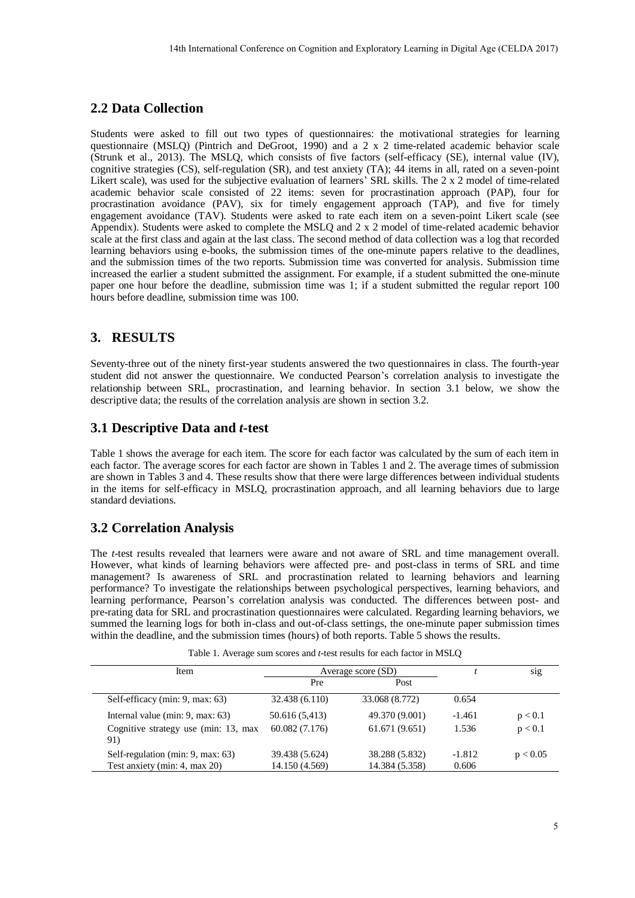## 2.2 Data Collection

Students were asked to fill out two types of questionnaires: the motivational strategies for learning questionnaire (MSLQ) (Pintrich and DeGroot, 1990) and a 2 x 2 time-related academic behavior scale (Strunk et al., 2013). The MSLQ, which consists of five factors (self-efficacy (SE), internal value (IV), cognitive strategies (CS), self-regulation (SR), and test anxiety (TA); 44 items in all, rated on a seven-point Likert scale), was used for the subjective evaluation of learners' SRL skills. The 2 x 2 model of time-related academic behavior scale consisted of 22 items: seven for procrastination approach (PAP), four for procrastination avoidance (PAV), six for timely engagement approach (TAP), and five for timely engagement avoidance (TAV). Students were asked to rate each item on a seven-point Likert scale (see Appendix). Students were asked to complete the MSLQ and 2 x 2 model of time-related academic behavior scale at the first class and again at the last class. The second method of data collection was a log that recorded learning behaviors using e-books, the submission times of the one-minute papers relative to the deadlines, and the submission times of the two reports. Submission time was converted for analysis. Submission time increased the earlier a student submitted the assignment. For example, if a student submitted the one-minute paper one hour before the deadline, submission time was 1; if a student submitted the regular report 100 hours before deadline, submission time was 100.

# 3. RESULTS

Seventy-three out of the ninety first-year students answered the two questionnaires in class. The fourth-year student did not answer the questionnaire. We conducted Pearson's correlation analysis to investigate the relationship between SRL, procrastination, and learning behavior. In section 3.1 below, we show the descriptive data; the results of the correlation analysis are shown in section 3.2.

## 3.1 Descriptive Data and *t*-test

Table 1 shows the average for each item. The score for each factor was calculated by the sum of each item in each factor. The average scores for each factor are shown in Tables 1 and 2. The average times of submission are shown in Tables 3 and 4. These results show that there were large differences between individual students in the items for self-efficacy in MSLQ, procrastination approach, and all learning behaviors due to large standard deviations.

## 3.2 Correlation Analysis

The *t*-test results revealed that learners were aware and not aware of SRL and time management overall. However, what kinds of learning behaviors were affected pre- and post-class in terms of SRL and time management? Is awareness of SRL and procrastination related to learning behaviors and learning performance? To investigate the relationships between psychological perspectives, learning behaviors, and learning performance, Pearson's correlation analysis was conducted. The differences between post- and pre-rating data for SRL and procrastination questionnaires were calculated. Regarding learning behaviors, we summed the learning logs for both in-class and out-of-class settings, the one-minute paper submission times within the deadline, and the submission times (hours) of both reports. Table 5 shows the results.

Table 1. Average sum scores and *t*-test results for each factor in MSLQ

| Item | Average score (SD) | | *t* | sig |
|---|---|---|---|---|
| | Pre | Post | | |
| Self-efficacy (min: 9, max: 63) | 32.438 (6.110) | 33.068 (8.772) | 0.654 | |
| Internal value (min: 9, max: 63) | 50.616 (5,413) | 49.370 (9.001) | -1.461 | $p < 0.1$ |
| Cognitive strategy use (min: 13, max 91) | 60.082 (7.176) | 61.671 (9.651) | 1.536 | $p < 0.1$ |
| Self-regulation (min: 9, max: 63) | 39.438 (5.624) | 38.288 (5.832) | -1.812 | $p < 0.05$ |
| Test anxiety (min: 4, max 20) | 14.150 (4.569) | 14.384 (5.358) | 0.606 | |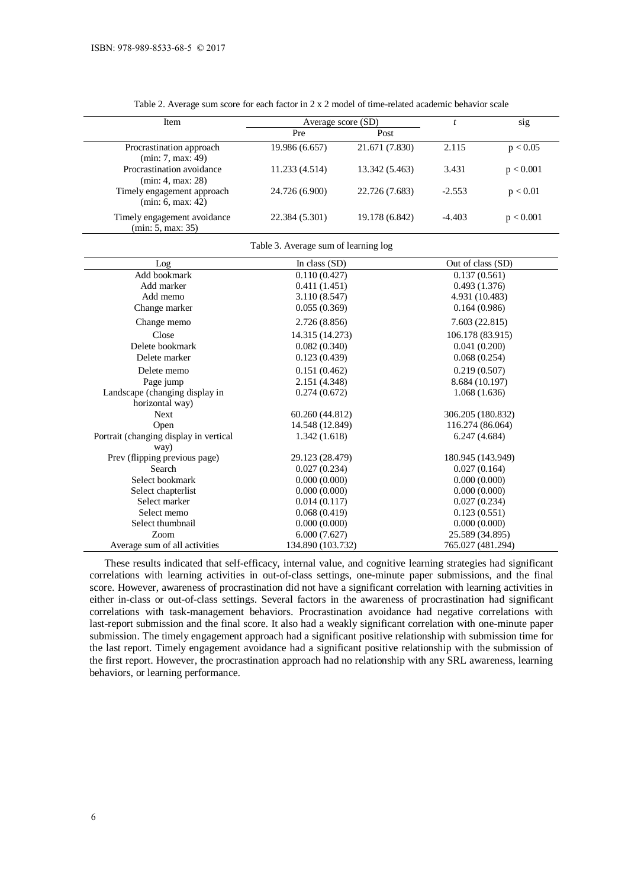Table 2. Average sum score for each factor in 2 x 2 model of time-related academic behavior scale

| Item | Average score (SD) | | $t$ | sig |
|---|---|---|---|---|
| | Pre | Post | | |
| Procrastination approach (min: 7, max: 49) | 19.986 (6.657) | 21.671 (7.830) | 2.115 | $p < 0.05$ |
| Procrastination avoidance (min: 4, max: 28) | 11.233 (4.514) | 13.342 (5.463) | 3.431 | $p < 0.001$ |
| Timely engagement approach (min: 6, max: 42) | 24.726 (6.900) | 22.726 (7.683) | -2.553 | $p < 0.01$ |
| Timely engagement avoidance (min: 5, max: 35) | 22.384 (5.301) | 19.178 (6.842) | -4.403 | $p < 0.001$ |

Table 3. Average sum of learning log

| Log | In class (SD) | Out of class (SD) |
|---|---|---|
| Add bookmark | 0.110 (0.427) | 0.137 (0.561) |
| Add marker | 0.411 (1.451) | 0.493 (1.376) |
| Add memo | 3.110 (8.547) | 4.931 (10.483) |
| Change marker | 0.055 (0.369) | 0.164 (0.986) |
| Change memo | 2.726 (8.856) | 7.603 (22.815) |
| Close | 14.315 (14.273) | 106.178 (83.915) |
| Delete bookmark | 0.082 (0.340) | 0.041 (0.200) |
| Delete marker | 0.123 (0.439) | 0.068 (0.254) |
| Delete memo | 0.151 (0.462) | 0.219 (0.507) |
| Page jump | 2.151 (4.348) | 8.684 (10.197) |
| Landscape (changing display in horizontal way) | 0.274 (0.672) | 1.068 (1.636) |
| Next | 60.260 (44.812) | 306.205 (180.832) |
| Open | 14.548 (12.849) | 116.274 (86.064) |
| Portrait (changing display in vertical way) | 1.342 (1.618) | 6.247 (4.684) |
| Prev (flipping previous page) | 29.123 (28.479) | 180.945 (143.949) |
| Search | 0.027 (0.234) | 0.027 (0.164) |
| Select bookmark | 0.000 (0.000) | 0.000 (0.000) |
| Select chapterlist | 0.000 (0.000) | 0.000 (0.000) |
| Select marker | 0.014 (0.117) | 0.027 (0.234) |
| Select memo | 0.068 (0.419) | 0.123 (0.551) |
| Select thumbnail | 0.000 (0.000) | 0.000 (0.000) |
| Zoom | 6.000 (7.627) | 25.589 (34.895) |
| Average sum of all activities | 134.890 (103.732) | 765.027 (481.294) |

These results indicated that self-efficacy, internal value, and cognitive learning strategies had significant correlations with learning activities in out-of-class settings, one-minute paper submissions, and the final score. However, awareness of procrastination did not have a significant correlation with learning activities in either in-class or out-of-class settings. Several factors in the awareness of procrastination had significant correlations with task-management behaviors. Procrastination avoidance had negative correlations with last-report submission and the final score. It also had a weakly significant correlation with one-minute paper submission. The timely engagement approach had a significant positive relationship with submission time for the last report. Timely engagement avoidance had a significant positive relationship with the submission of the first report. However, the procrastination approach had no relationship with any SRL awareness, learning behaviors, or learning performance.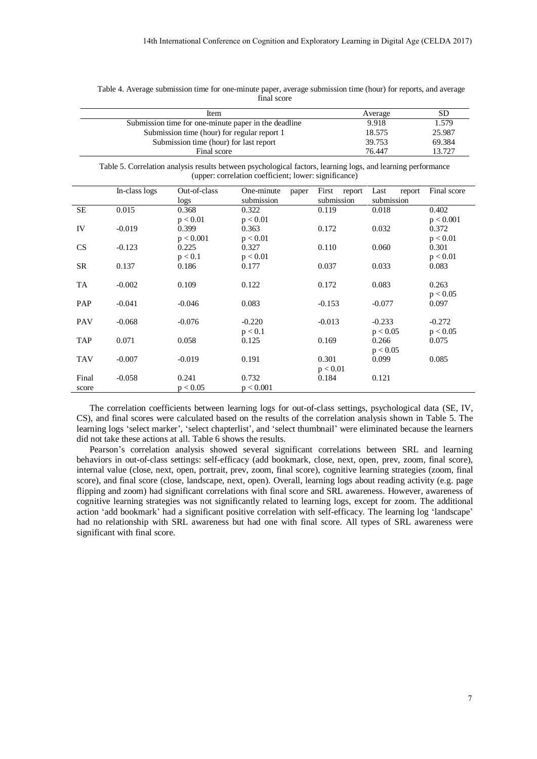Table 4. Average submission time for one-minute paper, average submission time (hour) for reports, and average final score

| Item | Average | SD |
|---|---|---|
| Submission time for one-minute paper in the deadline | 9.918 | 1.579 |
| Submission time (hour) for regular report 1 | 18.575 | 25.987 |
| Submission time (hour) for last report | 39.753 | 69.384 |
| Final score | 76.447 | 13.727 |

Table 5. Correlation analysis results between psychological factors, learning logs, and learning performance (upper: correlation coefficient; lower: significance)

| | In-class logs | Out-of-class logs | One-minute paper submission | First report submission | Last report submission | Final score |
|---|---|---|---|---|---|---|
| SE | 0.015 | 0.368<br>$p < 0.01$ | 0.322<br>$p < 0.01$ | 0.119 | 0.018 | 0.402<br>$p < 0.001$ |
| IV | -0.019 | 0.399<br>$p < 0.001$ | 0.363<br>$p < 0.01$ | 0.172 | 0.032 | 0.372<br>$p < 0.01$ |
| CS | -0.123 | 0.225<br>$p < 0.1$ | 0.327<br>$p < 0.01$ | 0.110 | 0.060 | 0.301<br>$p < 0.01$ |
| SR | 0.137 | 0.186 | 0.177 | 0.037 | 0.033 | 0.083 |
| TA | -0.002 | 0.109 | 0.122 | 0.172 | 0.083 | 0.263<br>$p < 0.05$ |
| PAP | -0.041 | -0.046 | 0.083 | -0.153 | -0.077 | 0.097 |
| PAV | -0.068 | -0.076 | -0.220<br>$p < 0.1$ | -0.013 | -0.233<br>$p < 0.05$ | -0.272<br>$p < 0.05$ |
| TAP | 0.071 | 0.058 | 0.125 | 0.169 | 0.266<br>$p < 0.05$ | 0.075 |
| TAV | -0.007 | -0.019 | 0.191 | 0.301<br>$p < 0.01$ | 0.099 | 0.085 |
| Final score | -0.058 | 0.241<br>$p < 0.05$ | 0.732<br>$p < 0.001$ | 0.184 | 0.121 | |

The correlation coefficients between learning logs for out-of-class settings, psychological data (SE, IV, CS), and final scores were calculated based on the results of the correlation analysis shown in Table 5. The learning logs 'select marker', 'select chapterlist', and 'select thumbnail' were eliminated because the learners did not take these actions at all. Table 6 shows the results.

Pearson's correlation analysis showed several significant correlations between SRL and learning behaviors in out-of-class settings: self-efficacy (add bookmark, close, next, open, prev, zoom, final score), internal value (close, next, open, portrait, prev, zoom, final score), cognitive learning strategies (zoom, final score), and final score (close, landscape, next, open). Overall, learning logs about reading activity (e.g. page flipping and zoom) had significant correlations with final score and SRL awareness. However, awareness of cognitive learning strategies was not significantly related to learning logs, except for zoom. The additional action 'add bookmark' had a significant positive correlation with self-efficacy. The learning log 'landscape' had no relationship with SRL awareness but had one with final score. All types of SRL awareness were significant with final score.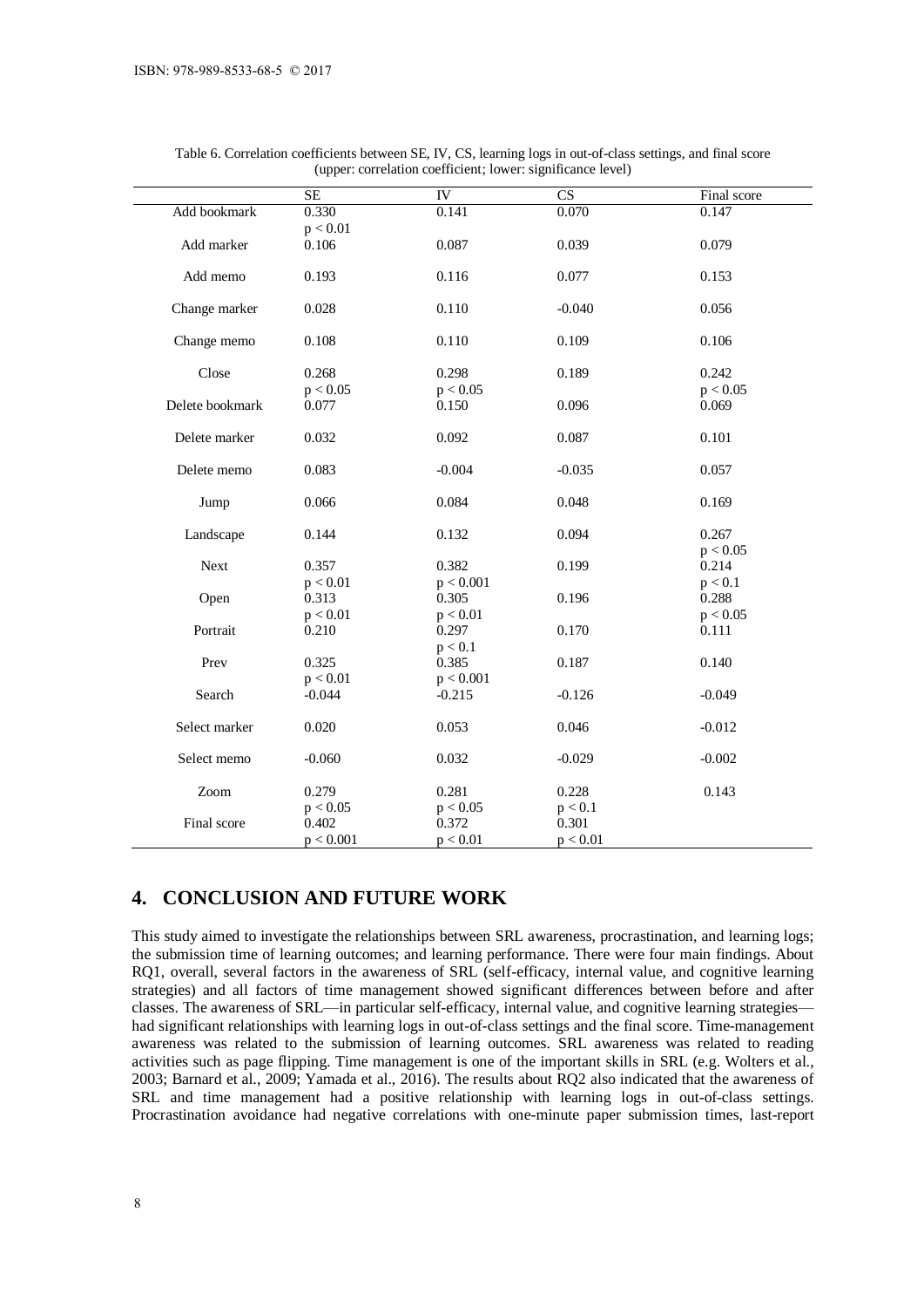Table 6. Correlation coefficients between SE, IV, CS, learning logs in out-of-class settings, and final score (upper: correlation coefficient; lower: significance level)

| | SE | IV | CS | Final score |
|---|---|---|---|---|
| Add bookmark | 0.330<br>$p < 0.01$ | 0.141 | 0.070 | 0.147 |
| Add marker | 0.106 | 0.087 | 0.039 | 0.079 |
| Add memo | 0.193 | 0.116 | 0.077 | 0.153 |
| Change marker | 0.028 | 0.110 | -0.040 | 0.056 |
| Change memo | 0.108 | 0.110 | 0.109 | 0.106 |
| Close | 0.268<br>$p < 0.05$ | 0.298<br>$p < 0.05$ | 0.189 | 0.242<br>$p < 0.05$ |
| Delete bookmark | 0.077 | 0.150 | 0.096 | 0.069 |
| Delete marker | 0.032 | 0.092 | 0.087 | 0.101 |
| Delete memo | 0.083 | -0.004 | -0.035 | 0.057 |
| Jump | 0.066 | 0.084 | 0.048 | 0.169 |
| Landscape | 0.144 | 0.132 | 0.094 | 0.267<br>$p < 0.05$ |
| Next | 0.357<br>$p < 0.01$ | 0.382<br>$p < 0.001$ | 0.199 | 0.214<br>$p < 0.1$ |
| Open | 0.313<br>$p < 0.01$ | 0.305<br>$p < 0.01$ | 0.196 | 0.288<br>$p < 0.05$ |
| Portrait | 0.210 | 0.297<br>$p < 0.1$ | 0.170 | 0.111 |
| Prev | 0.325<br>$p < 0.01$ | 0.385<br>$p < 0.001$ | 0.187 | 0.140 |
| Search | -0.044 | -0.215 | -0.126 | -0.049 |
| Select marker | 0.020 | 0.053 | 0.046 | -0.012 |
| Select memo | -0.060 | 0.032 | -0.029 | -0.002 |
| Zoom | 0.279<br>$p < 0.05$ | 0.281<br>$p < 0.05$ | 0.228<br>$p < 0.1$ | 0.143 |
| Final score | 0.402<br>$p < 0.001$ | 0.372<br>$p < 0.01$ | 0.301<br>$p < 0.01$ | |

## 4. CONCLUSION AND FUTURE WORK

This study aimed to investigate the relationships between SRL awareness, procrastination, and learning logs; the submission time of learning outcomes; and learning performance. There were four main findings. About RQ1, overall, several factors in the awareness of SRL (self-efficacy, internal value, and cognitive learning strategies) and all factors of time management showed significant differences between before and after classes. The awareness of SRL—in particular self-efficacy, internal value, and cognitive learning strategies—had significant relationships with learning logs in out-of-class settings and the final score. Time-management awareness was related to the submission of learning outcomes. SRL awareness was related to reading activities such as page flipping. Time management is one of the important skills in SRL (e.g. Wolters et al., 2003; Barnard et al., 2009; Yamada et al., 2016). The results about RQ2 also indicated that the awareness of SRL and time management had a positive relationship with learning logs in out-of-class settings. Procrastination avoidance had negative correlations with one-minute paper submission times, last-report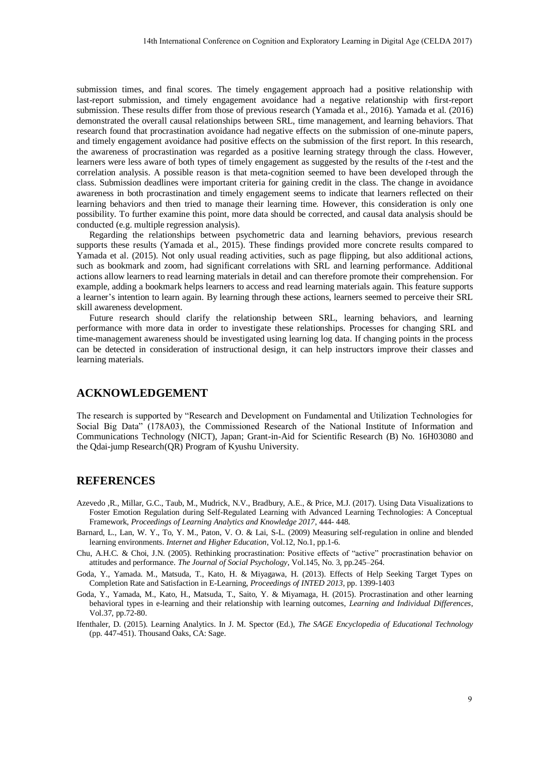submission times, and final scores. The timely engagement approach had a positive relationship with last-report submission, and timely engagement avoidance had a negative relationship with first-report submission. These results differ from those of previous research (Yamada et al., 2016). Yamada et al. (2016) demonstrated the overall causal relationships between SRL, time management, and learning behaviors. That research found that procrastination avoidance had negative effects on the submission of one-minute papers, and timely engagement avoidance had positive effects on the submission of the first report. In this research, the awareness of procrastination was regarded as a positive learning strategy through the class. However, learners were less aware of both types of timely engagement as suggested by the results of the *t*-test and the correlation analysis. A possible reason is that meta-cognition seemed to have been developed through the class. Submission deadlines were important criteria for gaining credit in the class. The change in avoidance awareness in both procrastination and timely engagement seems to indicate that learners reflected on their learning behaviors and then tried to manage their learning time. However, this consideration is only one possibility. To further examine this point, more data should be corrected, and causal data analysis should be conducted (e.g. multiple regression analysis).

Regarding the relationships between psychometric data and learning behaviors, previous research supports these results (Yamada et al., 2015). These findings provided more concrete results compared to Yamada et al. (2015). Not only usual reading activities, such as page flipping, but also additional actions, such as bookmark and zoom, had significant correlations with SRL and learning performance. Additional actions allow learners to read learning materials in detail and can therefore promote their comprehension. For example, adding a bookmark helps learners to access and read learning materials again. This feature supports a learner's intention to learn again. By learning through these actions, learners seemed to perceive their SRL skill awareness development.

Future research should clarify the relationship between SRL, learning behaviors, and learning performance with more data in order to investigate these relationships. Processes for changing SRL and time-management awareness should be investigated using learning log data. If changing points in the process can be detected in consideration of instructional design, it can help instructors improve their classes and learning materials.

## ACKNOWLEDGEMENT

The research is supported by "Research and Development on Fundamental and Utilization Technologies for Social Big Data" (178A03), the Commissioned Research of the National Institute of Information and Communications Technology (NICT), Japan; Grant-in-Aid for Scientific Research (B) No. 16H03080 and the Qdai-jump Research(QR) Program of Kyushu University.

## REFERENCES

Azevedo ,R., Millar, G.C., Taub, M., Mudrick, N.V., Bradbury, A.E., & Price, M.J. (2017). Using Data Visualizations to Foster Emotion Regulation during Self-Regulated Learning with Advanced Learning Technologies: A Conceptual Framework, *Proceedings of Learning Analytics and Knowledge 2017*, 444- 448.

Barnard, L., Lan, W. Y., To, Y. M., Paton, V. O. & Lai, S-L. (2009) Measuring self-regulation in online and blended learning environments. *Internet and Higher Education*, Vol.12, No.1, pp.1-6.

Chu, A.H.C. & Choi, J.N. (2005). Rethinking procrastination: Positive effects of "active" procrastination behavior on attitudes and performance. *The Journal of Social Psychology*, Vol.145, No. 3, pp.245–264.

Goda, Y., Yamada. M., Matsuda, T., Kato, H. & Miyagawa, H. (2013). Effects of Help Seeking Target Types on Completion Rate and Satisfaction in E-Learning, *Proceedings of INTED 2013*, pp. 1399-1403

Goda, Y., Yamada, M., Kato, H., Matsuda, T., Saito, Y. & Miyamaga, H. (2015). Procrastination and other learning behavioral types in e-learning and their relationship with learning outcomes, *Learning and Individual Differences*, Vol.37, pp.72-80.

Ifenthaler, D. (2015). Learning Analytics. In J. M. Spector (Ed.), *The SAGE Encyclopedia of Educational Technology* (pp. 447-451). Thousand Oaks, CA: Sage.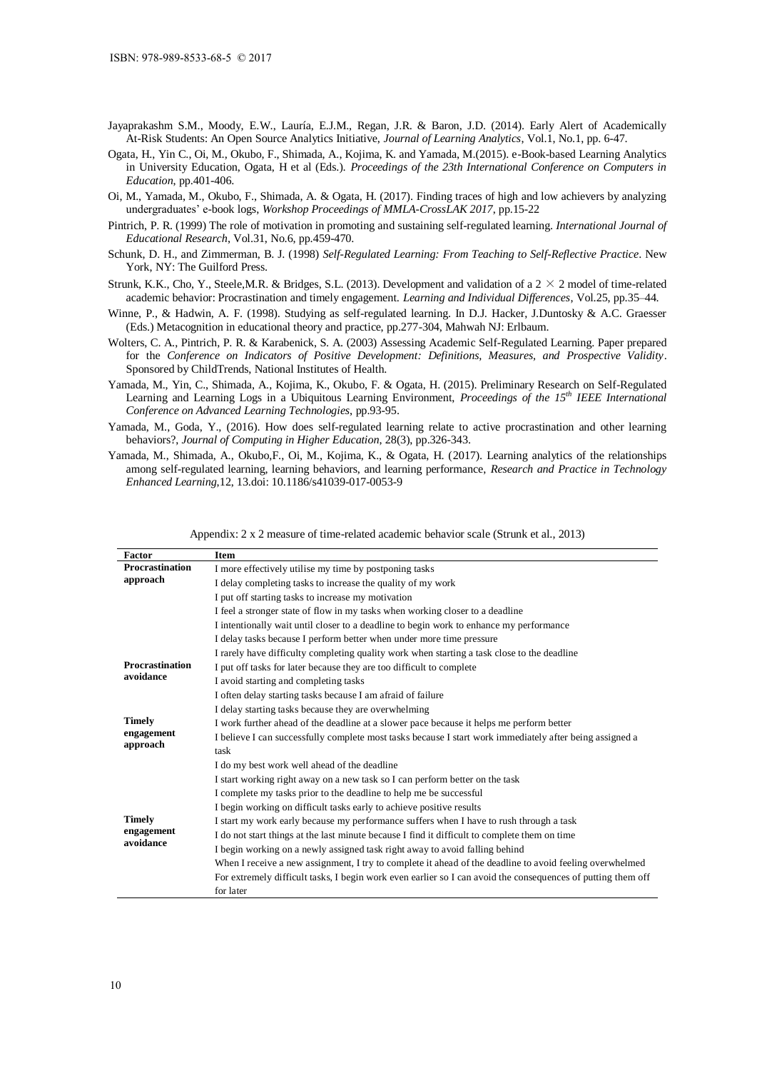Jayaprakashm S.M., Moody, E.W., Lauría, E.J.M., Regan, J.R. & Baron, J.D. (2014). Early Alert of Academically At-Risk Students: An Open Source Analytics Initiative, *Journal of Learning Analytics*, Vol.1, No.1, pp. 6-47.

Ogata, H., Yin C., Oi, M., Okubo, F., Shimada, A., Kojima, K. and Yamada, M.(2015). e-Book-based Learning Analytics in University Education, Ogata, H et al (Eds.). *Proceedings of the 23th International Conference on Computers in Education*, pp.401-406.

Oi, M., Yamada, M., Okubo, F., Shimada, A. & Ogata, H. (2017). Finding traces of high and low achievers by analyzing undergraduates' e-book logs, *Workshop Proceedings of MMLA-CrossLAK 2017*, pp.15-22

Pintrich, P. R. (1999) The role of motivation in promoting and sustaining self-regulated learning. *International Journal of Educational Research*, Vol.31, No.6, pp.459-470.

Schunk, D. H., and Zimmerman, B. J. (1998) *Self-Regulated Learning: From Teaching to Self-Reflective Practice*. New York, NY: The Guilford Press.

Strunk, K.K., Cho, Y., Steele,M.R. & Bridges, S.L. (2013). Development and validation of a 2 × 2 model of time-related academic behavior: Procrastination and timely engagement. *Learning and Individual Differences*, Vol.25, pp.35–44.

Winne, P., & Hadwin, A. F. (1998). Studying as self-regulated learning. In D.J. Hacker, J.Duntosky & A.C. Graesser (Eds.) Metacognition in educational theory and practice, pp.277-304, Mahwah NJ: Erlbaum.

Wolters, C. A., Pintrich, P. R. & Karabenick, S. A. (2003) Assessing Academic Self-Regulated Learning. Paper prepared for the *Conference on Indicators of Positive Development: Definitions, Measures, and Prospective Validity*. Sponsored by ChildTrends, National Institutes of Health.

Yamada, M., Yin, C., Shimada, A., Kojima, K., Okubo, F. & Ogata, H. (2015). Preliminary Research on Self-Regulated Learning and Learning Logs in a Ubiquitous Learning Environment, *Proceedings of the 15th IEEE International Conference on Advanced Learning Technologies*, pp.93-95.

Yamada, M., Goda, Y., (2016). How does self-regulated learning relate to active procrastination and other learning behaviors?, *Journal of Computing in Higher Education*, 28(3), pp.326-343.

Yamada, M., Shimada, A., Okubo,F., Oi, M., Kojima, K., & Ogata, H. (2017). Learning analytics of the relationships among self-regulated learning, learning behaviors, and learning performance, *Research and Practice in Technology Enhanced Learning*,12, 13.doi: 10.1186/s41039-017-0053-9

Appendix: 2 x 2 measure of time-related academic behavior scale (Strunk et al., 2013)

| Factor | Item |
|---|---|
| **Procrastination approach** | I more effectively utilise my time by postponing tasks |
| | I delay completing tasks to increase the quality of my work |
| | I put off starting tasks to increase my motivation |
| | I feel a stronger state of flow in my tasks when working closer to a deadline |
| | I intentionally wait until closer to a deadline to begin work to enhance my performance |
| | I delay tasks because I perform better when under more time pressure |
| | I rarely have difficulty completing quality work when starting a task close to the deadline |
| **Procrastination avoidance** | I put off tasks for later because they are too difficult to complete |
| | I avoid starting and completing tasks |
| | I often delay starting tasks because I am afraid of failure |
| | I delay starting tasks because they are overwhelming |
| **Timely engagement approach** | I work further ahead of the deadline at a slower pace because it helps me perform better |
| | I believe I can successfully complete most tasks because I start work immediately after being assigned a task |
| | I do my best work well ahead of the deadline |
| | I start working right away on a new task so I can perform better on the task |
| | I complete my tasks prior to the deadline to help me be successful |
| | I begin working on difficult tasks early to achieve positive results |
| **Timely engagement avoidance** | I start my work early because my performance suffers when I have to rush through a task |
| | I do not start things at the last minute because I find it difficult to complete them on time |
| | I begin working on a newly assigned task right away to avoid falling behind |
| | When I receive a new assignment, I try to complete it ahead of the deadline to avoid feeling overwhelmed |
| | For extremely difficult tasks, I begin work even earlier so I can avoid the consequences of putting them off for later |